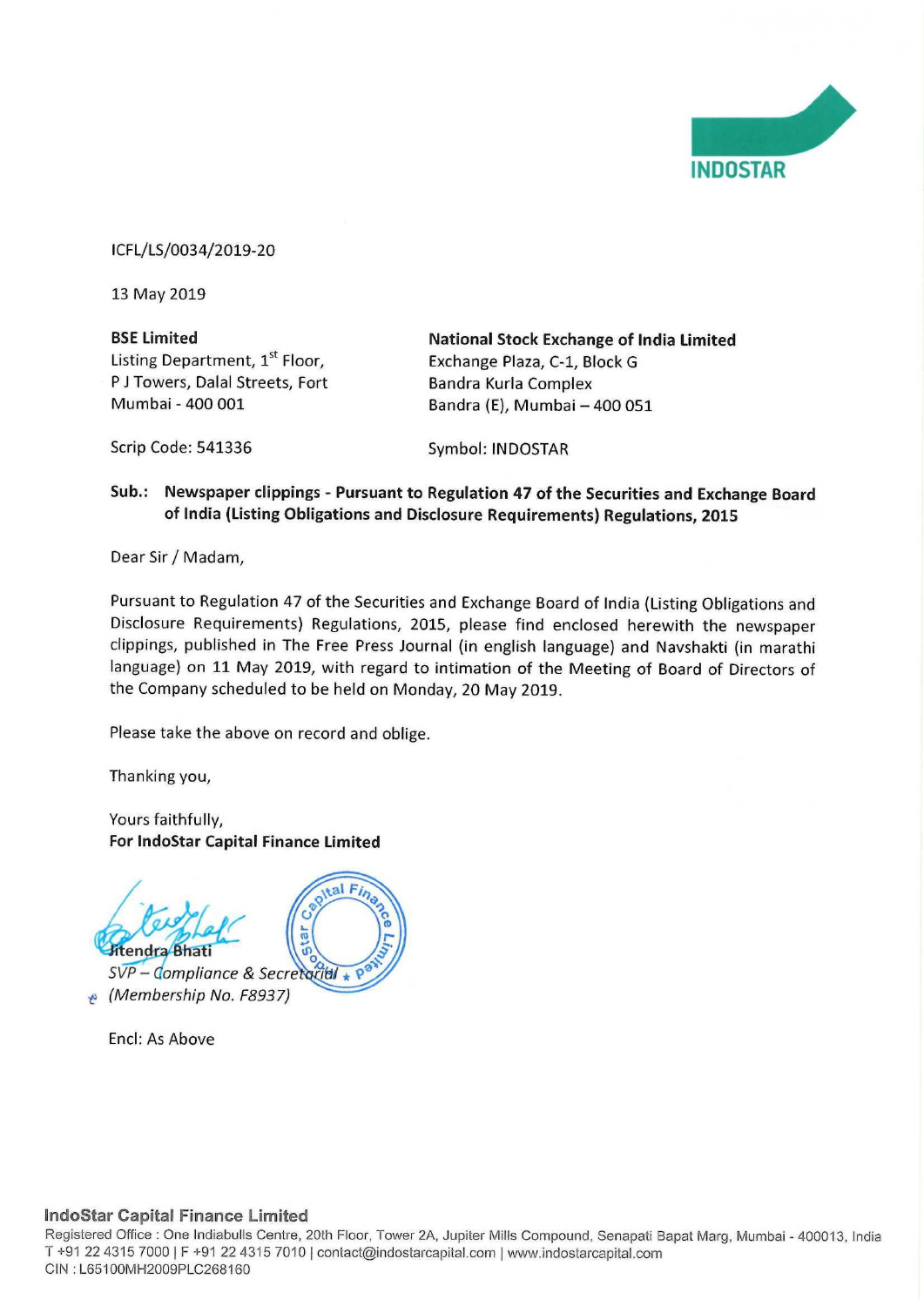INDOSTAR

ICFL/LS/0034/2019-20

13 May 2019

**BSE Limited**
Listing Department, 1st Floor,
P J Towers, Dalal Streets, Fort
Mumbai - 400 001

Scrip Code: 541336

**National Stock Exchange of India Limited**
Exchange Plaza, C-1, Block G
Bandra Kurla Complex
Bandra (E), Mumbai – 400 051

Symbol: INDOSTAR

**Sub.: Newspaper clippings - Pursuant to Regulation 47 of the Securities and Exchange Board of India (Listing Obligations and Disclosure Requirements) Regulations, 2015**

Dear Sir / Madam,

Pursuant to Regulation 47 of the Securities and Exchange Board of India (Listing Obligations and Disclosure Requirements) Regulations, 2015, please find enclosed herewith the newspaper clippings, published in The Free Press Journal (in english language) and Navshakti (in marathi language) on 11 May 2019, with regard to intimation of the Meeting of Board of Directors of the Company scheduled to be held on Monday, 20 May 2019.

Please take the above on record and oblige.

Thanking you,

Yours faithfully,
**For IndoStar Capital Finance Limited**

Jitendra Bhati
*SVP – Compliance & Secretarial*
*(Membership No. F8937)*

Encl: As Above

**IndoStar Capital Finance Limited**
Registered Office : One Indiabulls Centre, 20th Floor, Tower 2A, Jupiter Mills Compound, Senapati Bapat Marg, Mumbai - 400013, India
T +91 22 4315 7000 | F +91 22 4315 7010 | contact@indostarcapital.com | www.indostarcapital.com
CIN : L65100MH2009PLC268160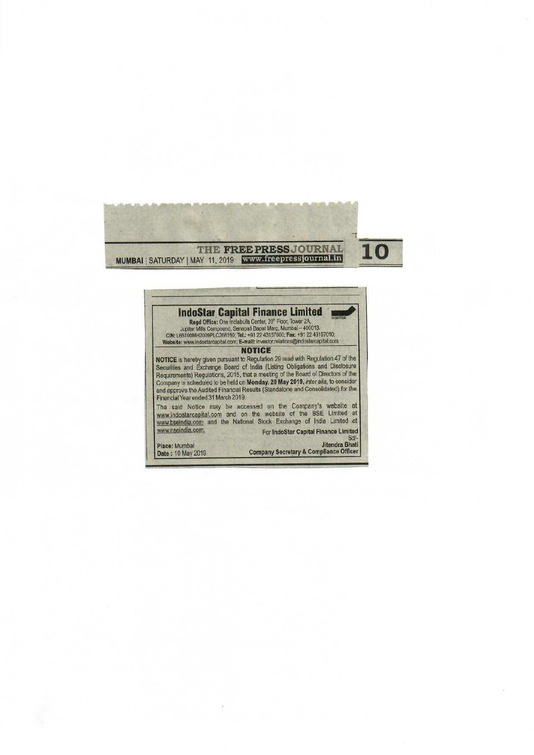THE FREE PRESS JOURNAL

MUMBAI | SATURDAY | MAY 11, 2019 www.freepressjournal.in

# IndoStar Capital Finance Limited

**Regd Office:** One Indiabulls Center, 20th Floor, Tower 2A, Jupiter Mills Compound, Senapati Bapat Marg, Mumbai – 400013.
**CIN:** L65100MH2009PLC268160; **Tel.:** +91 22 43157000; **Fax:** +91 22 43157010;
**Website:** www.indostarcapital.com; **E-mail:** investor.relations@indostarcapital.com

## NOTICE

**NOTICE** is hereby given pursuant to Regulation 29 read with Regulation 47 of the Securities and Exchange Board of India (Listing Obligations and Disclosure Requirements) Regulations, 2015, that a meeting of the Board of Directors of the Company is scheduled to be held on **Monday, 20 May 2019**, *inter alia*, to consider and approve the Audited Financial Results (Standalone and Consolidated) for the Financial Year ended 31 March 2019.

The said Notice may be accessed on the Company's website at www.indostarcapital.com and on the website of the BSE Limited at www.bseindia.com and the National Stock Exchange of India Limited at www.nseindia.com.

For **IndoStar Capital Finance Limited**
Sd/-
**Jitendra Bhati**
**Company Secretary & Compliance Officer**

**Place:** Mumbai
**Date :** 10 May 2019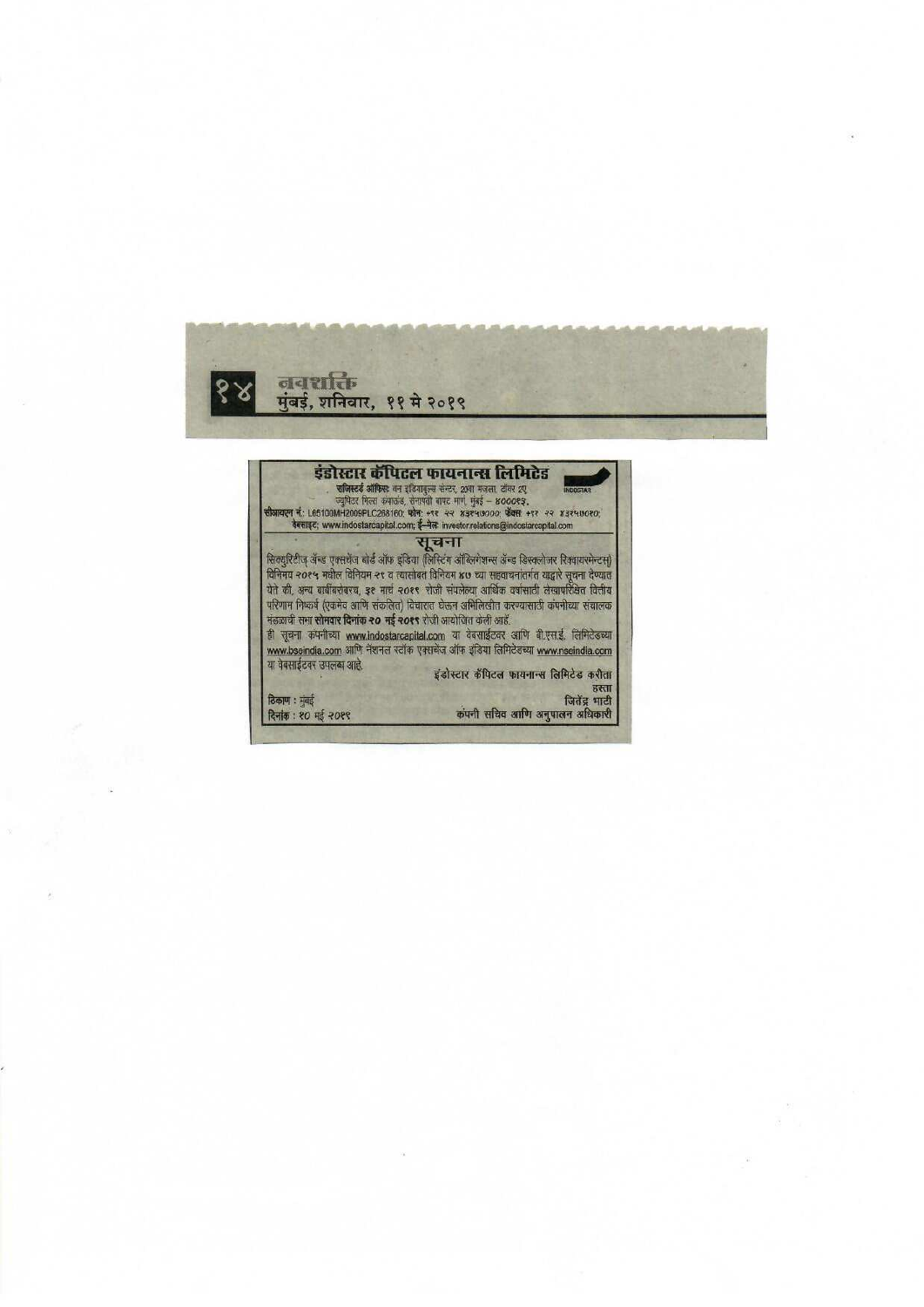नवशक्ति
मुंबई, शनिवार, ११ मे २०१९

# इंडोस्टार कॅपिटल फायनान्स लिमिटेड

**रजिस्टर्ड ऑफिस:** वन इंडियाबुल्स सेंटर, २०वा मजला, टॉवर २ए, ज्युपिटर मिल्स कंपाऊंड, सेनापती बापट मार्ग, मुंबई – ४०००१३.
**सीआयएन नं.:** L65100MH2009PLC268160; **फोन:** +९१ २२ ४३१५७०००; **फॅक्स** +९१ २२ ४३१५७०१०;
**वेबसाइट:** www.indostarcapital.com; **ई-मेल:** investor.relations@indostarcapital.com

## सूचना

सिक्युरिटीज अँड एक्सचेंज बोर्ड ऑफ इंडिया (लिस्टिंग ऑब्लिगेशन्स अँड डिस्क्लोजर रिक्वायरमेन्टस) विनियम २०१५ मधील विनियम २९ व त्यासोबत विनियम ४७ च्या सहवाचनांतर्गत यद्वारे सूचना देण्यात येते की, अन्य बाबींबरोबर, ३१ मार्च २०१९ रोजी संपलेल्या आर्थिक वर्षासाठी लेखापरिक्षित वित्तीय परिणाम निष्कर्ष (एकमेव आणि संकलित) विचारात घेऊन अभिलिखीत करण्यासाठी कंपनीच्या संचालक मंडळाची सभा **सोमवार दिनांक २० मई २०१९** रोजी आयोजित केली आहे.

ही सूचना कंपनीच्या www.indostarcapital.com या वेबसाईटवर आणि बी.एस.ई. लिमिटेडच्या www.bseindia.com आणि नॅशनल स्टॉक एक्सचेंज ऑफ इंडिया लिमिटेडच्या www.nseindia.com या वेबसाईटवर उपलब्ध आहे.

इंडोस्टार कॅपिटल फायनान्स लिमिटेड करीता
हस्ता
जितेंद्र भाटी
कंपनी सचिव आणि अनुपालन अधिकारी

ठिकाण : मुंबई
दिनांक : १० मई २०१९